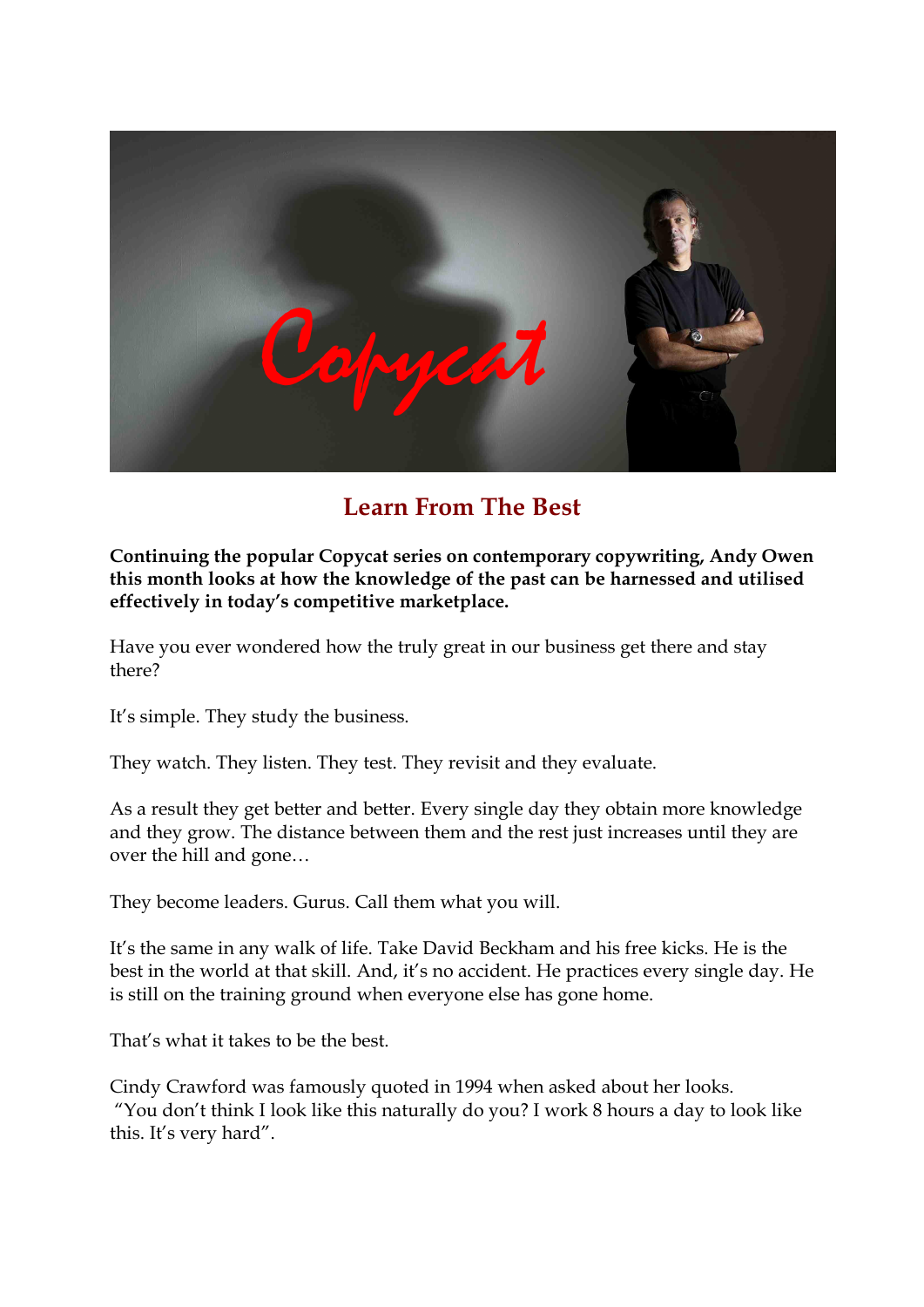# Learn From The Best

**Continuing the popular Copycat series on contemporary copywriting, Andy Owen this month looks at how the knowledge of the past can be harnessed and utilised effectively in today's competitive marketplace.**

Have you ever wondered how the truly great in our business get there and stay there?

It's simple. They study the business.

They watch. They listen. They test. They revisit and they evaluate.

As a result they get better and better. Every single day they obtain more knowledge and they grow. The distance between them and the rest just increases until they are over the hill and gone…

They become leaders. Gurus. Call them what you will.

It's the same in any walk of life. Take David Beckham and his free kicks. He is the best in the world at that skill. And, it's no accident. He practices every single day. He is still on the training ground when everyone else has gone home.

That's what it takes to be the best.

Cindy Crawford was famously quoted in 1994 when asked about her looks. "You don't think I look like this naturally do you? I work 8 hours a day to look like this. It's very hard".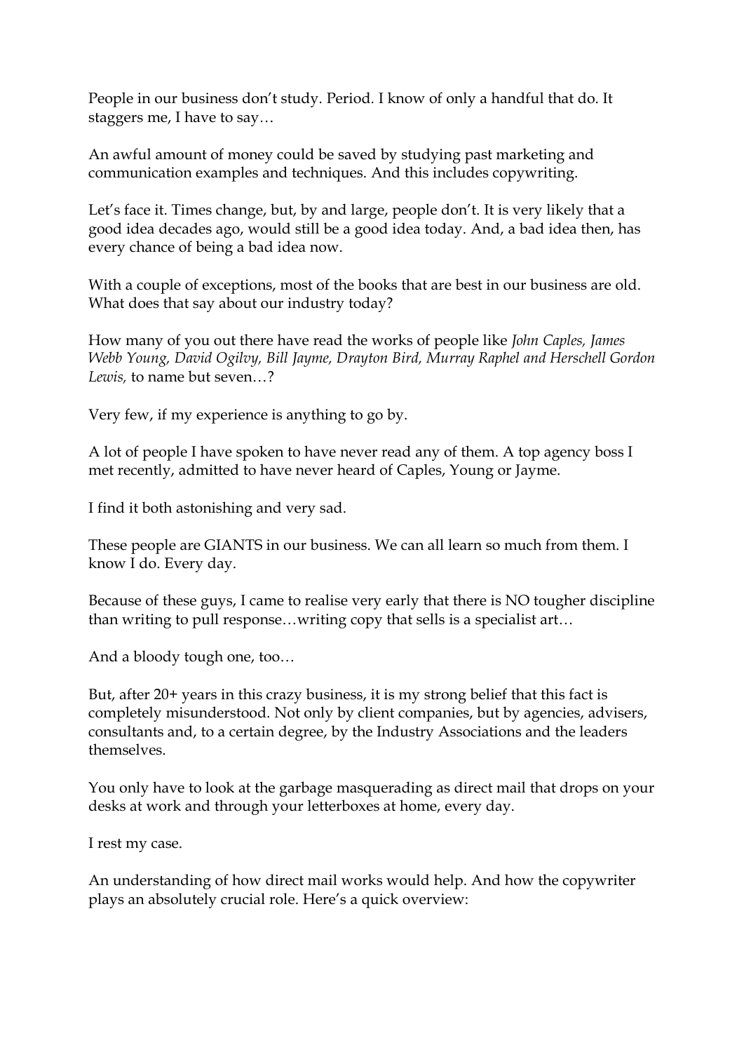People in our business don't study. Period. I know of only a handful that do. It staggers me, I have to say…

An awful amount of money could be saved by studying past marketing and communication examples and techniques. And this includes copywriting.

Let's face it. Times change, but, by and large, people don't. It is very likely that a good idea decades ago, would still be a good idea today. And, a bad idea then, has every chance of being a bad idea now.

With a couple of exceptions, most of the books that are best in our business are old. What does that say about our industry today?

How many of you out there have read the works of people like *John Caples, James Webb Young, David Ogilvy, Bill Jayme, Drayton Bird, Murray Raphel and Herschell Gordon Lewis,* to name but seven…?

Very few, if my experience is anything to go by.

A lot of people I have spoken to have never read any of them. A top agency boss I met recently, admitted to have never heard of Caples, Young or Jayme.

I find it both astonishing and very sad.

These people are GIANTS in our business. We can all learn so much from them. I know I do. Every day.

Because of these guys, I came to realise very early that there is NO tougher discipline than writing to pull response…writing copy that sells is a specialist art…

And a bloody tough one, too…

But, after 20+ years in this crazy business, it is my strong belief that this fact is completely misunderstood. Not only by client companies, but by agencies, advisers, consultants and, to a certain degree, by the Industry Associations and the leaders themselves.

You only have to look at the garbage masquerading as direct mail that drops on your desks at work and through your letterboxes at home, every day.

I rest my case.

An understanding of how direct mail works would help. And how the copywriter plays an absolutely crucial role. Here's a quick overview: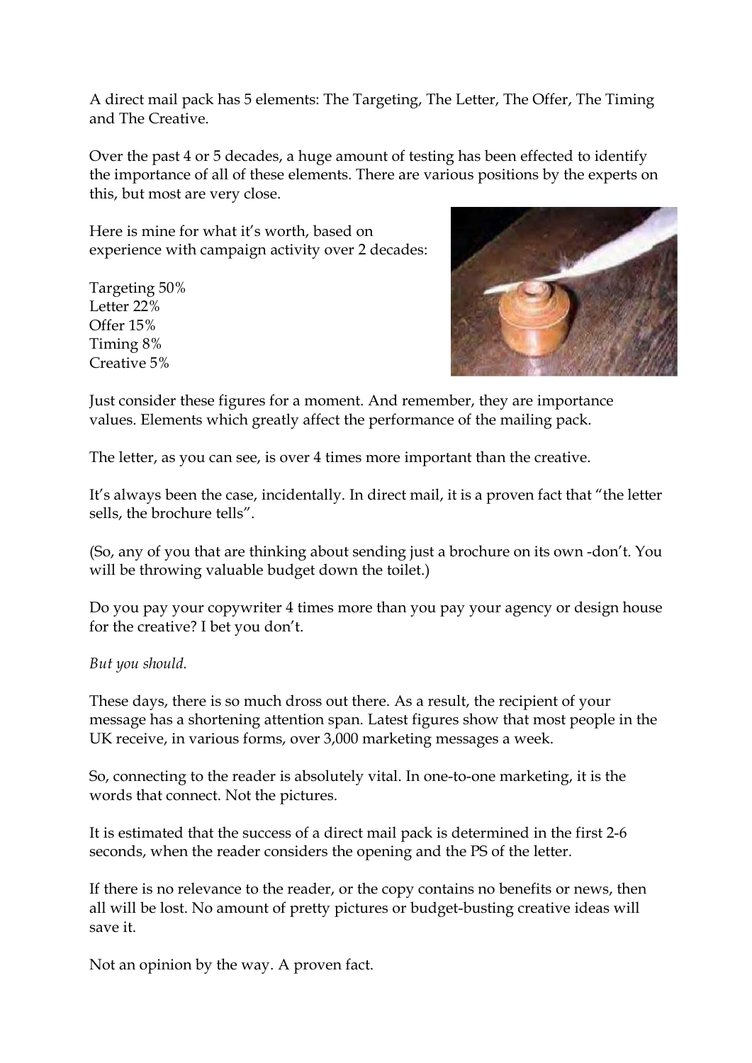A direct mail pack has 5 elements: The Targeting, The Letter, The Offer, The Timing and The Creative.

Over the past 4 or 5 decades, a huge amount of testing has been effected to identify the importance of all of these elements. There are various positions by the experts on this, but most are very close.

Here is mine for what it's worth, based on experience with campaign activity over 2 decades:

Targeting 50%
Letter 22%
Offer 15%
Timing 8%
Creative 5%

Just consider these figures for a moment. And remember, they are importance values. Elements which greatly affect the performance of the mailing pack.

The letter, as you can see, is over 4 times more important than the creative.

It's always been the case, incidentally. In direct mail, it is a proven fact that "the letter sells, the brochure tells".

(So, any of you that are thinking about sending just a brochure on its own -don't. You will be throwing valuable budget down the toilet.)

Do you pay your copywriter 4 times more than you pay your agency or design house for the creative? I bet you don't.

*But you should.*

These days, there is so much dross out there. As a result, the recipient of your message has a shortening attention span. Latest figures show that most people in the UK receive, in various forms, over 3,000 marketing messages a week.

So, connecting to the reader is absolutely vital. In one-to-one marketing, it is the words that connect. Not the pictures.

It is estimated that the success of a direct mail pack is determined in the first 2-6 seconds, when the reader considers the opening and the PS of the letter.

If there is no relevance to the reader, or the copy contains no benefits or news, then all will be lost. No amount of pretty pictures or budget-busting creative ideas will save it.

Not an opinion by the way. A proven fact.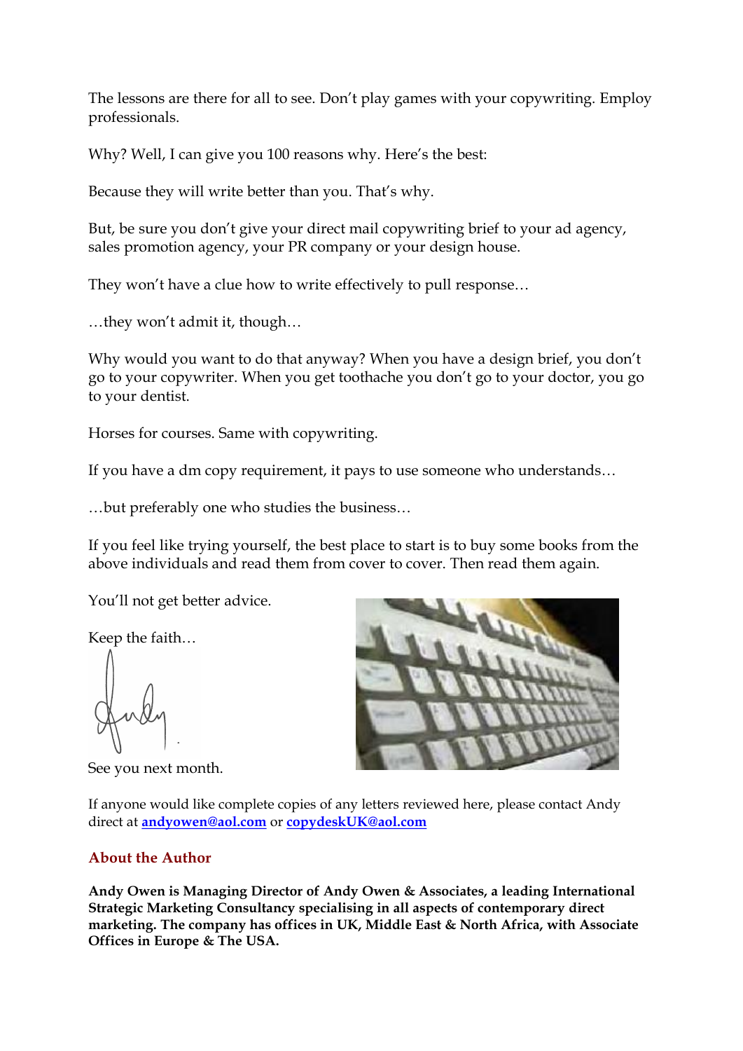The lessons are there for all to see. Don't play games with your copywriting. Employ professionals.

Why? Well, I can give you 100 reasons why. Here's the best:

Because they will write better than you. That's why.

But, be sure you don't give your direct mail copywriting brief to your ad agency, sales promotion agency, your PR company or your design house.

They won't have a clue how to write effectively to pull response…

…they won't admit it, though…

Why would you want to do that anyway? When you have a design brief, you don't go to your copywriter. When you get toothache you don't go to your doctor, you go to your dentist.

Horses for courses. Same with copywriting.

If you have a dm copy requirement, it pays to use someone who understands…

…but preferably one who studies the business…

If you feel like trying yourself, the best place to start is to buy some books from the above individuals and read them from cover to cover. Then read them again.

You'll not get better advice.

Keep the faith…

Andy

See you next month.

If anyone would like complete copies of any letters reviewed here, please contact Andy direct at **andyowen@aol.com** or **copydeskUK@aol.com**

## About the Author

**Andy Owen is Managing Director of Andy Owen & Associates, a leading International Strategic Marketing Consultancy specialising in all aspects of contemporary direct marketing. The company has offices in UK, Middle East & North Africa, with Associate Offices in Europe & The USA.**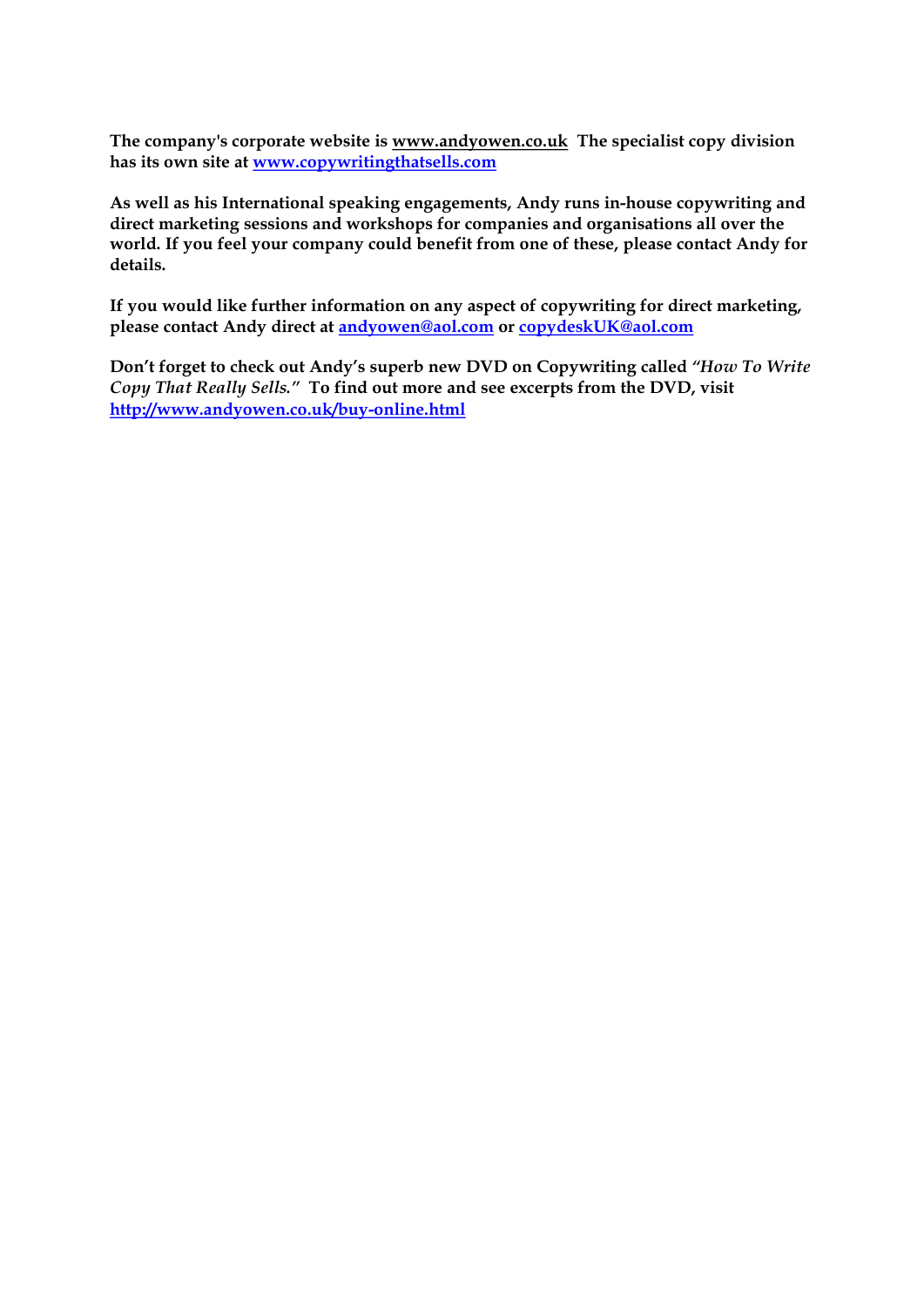**The company's corporate website is www.andyowen.co.uk The specialist copy division has its own site at [www.copywritingthatsells.com](http://www.copywritingthatsells.com)**

**As well as his International speaking engagements, Andy runs in-house copywriting and direct marketing sessions and workshops for companies and organisations all over the world. If you feel your company could benefit from one of these, please contact Andy for details.**

**If you would like further information on any aspect of copywriting for direct marketing, please contact Andy direct at [andyowen@aol.com](mailto:andyowen@aol.com) or [copydeskUK@aol.com](mailto:copydeskUK@aol.com)**

**Don't forget to check out Andy's superb new DVD on Copywriting called *"How To Write Copy That Really Sells."* To find out more and see excerpts from the DVD, visit [http://www.andyowen.co.uk/buy-online.html](http://www.andyowen.co.uk/buy-online.html)**